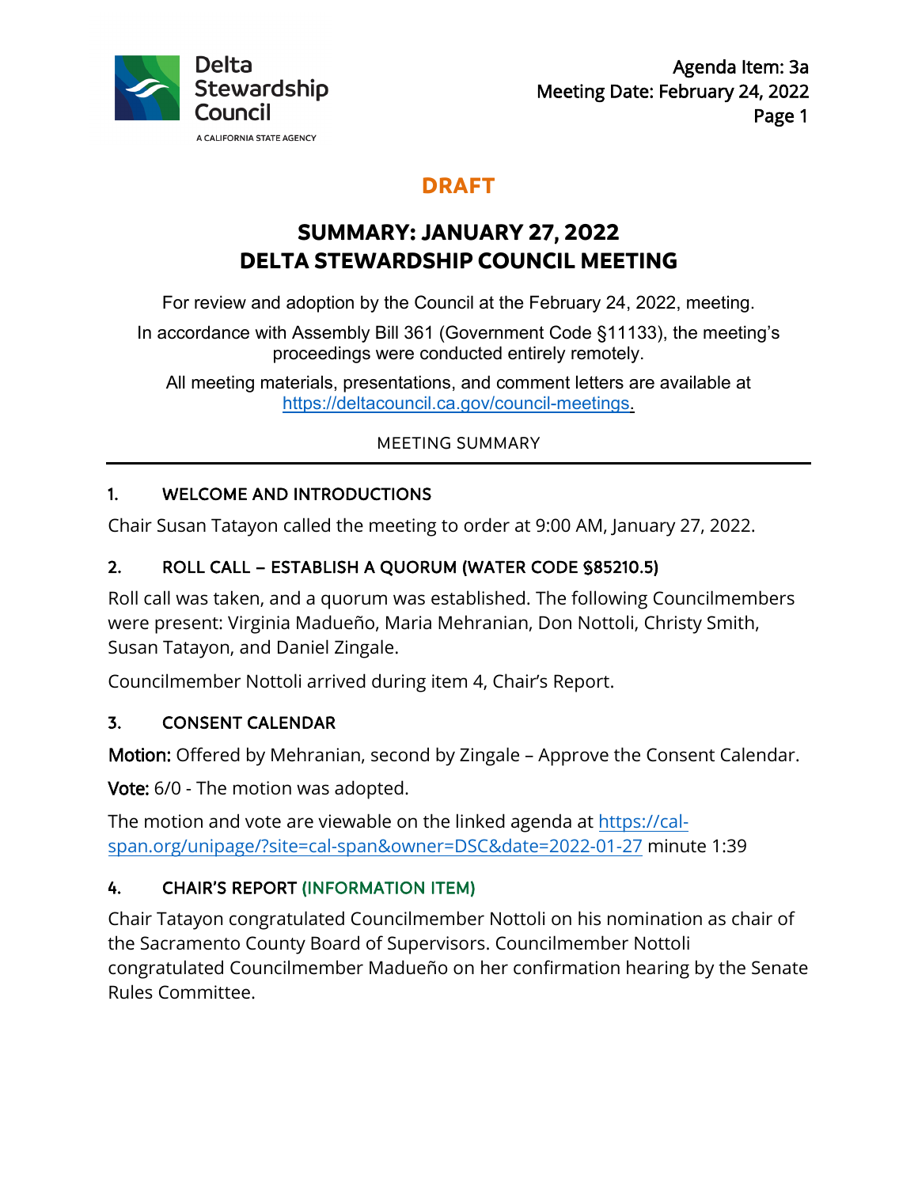Agenda Item: 3a
Meeting Date: February 24, 2022

**DRAFT**

# SUMMARY: JANUARY 27, 2022 DELTA STEWARDSHIP COUNCIL MEETING

For review and adoption by the Council at the February 24, 2022, meeting.

In accordance with Assembly Bill 361 (Government Code §11133), the meeting's proceedings were conducted entirely remotely.

All meeting materials, presentations, and comment letters are available at https://deltacouncil.ca.gov/council-meetings.

MEETING SUMMARY

## 1. WELCOME AND INTRODUCTIONS

Chair Susan Tatayon called the meeting to order at 9:00 AM, January 27, 2022.

## 2. ROLL CALL – ESTABLISH A QUORUM (WATER CODE §85210.5)

Roll call was taken, and a quorum was established. The following Councilmembers were present: Virginia Madueño, Maria Mehranian, Don Nottoli, Christy Smith, Susan Tatayon, and Daniel Zingale.

Councilmember Nottoli arrived during item 4, Chair's Report.

## 3. CONSENT CALENDAR

**Motion:** Offered by Mehranian, second by Zingale – Approve the Consent Calendar.

**Vote:** 6/0 - The motion was adopted.

The motion and vote are viewable on the linked agenda at https://cal-span.org/unipage/?site=cal-span&owner=DSC&date=2022-01-27 minute 1:39

## 4. CHAIR'S REPORT (INFORMATION ITEM)

Chair Tatayon congratulated Councilmember Nottoli on his nomination as chair of the Sacramento County Board of Supervisors. Councilmember Nottoli congratulated Councilmember Madueño on her confirmation hearing by the Senate Rules Committee.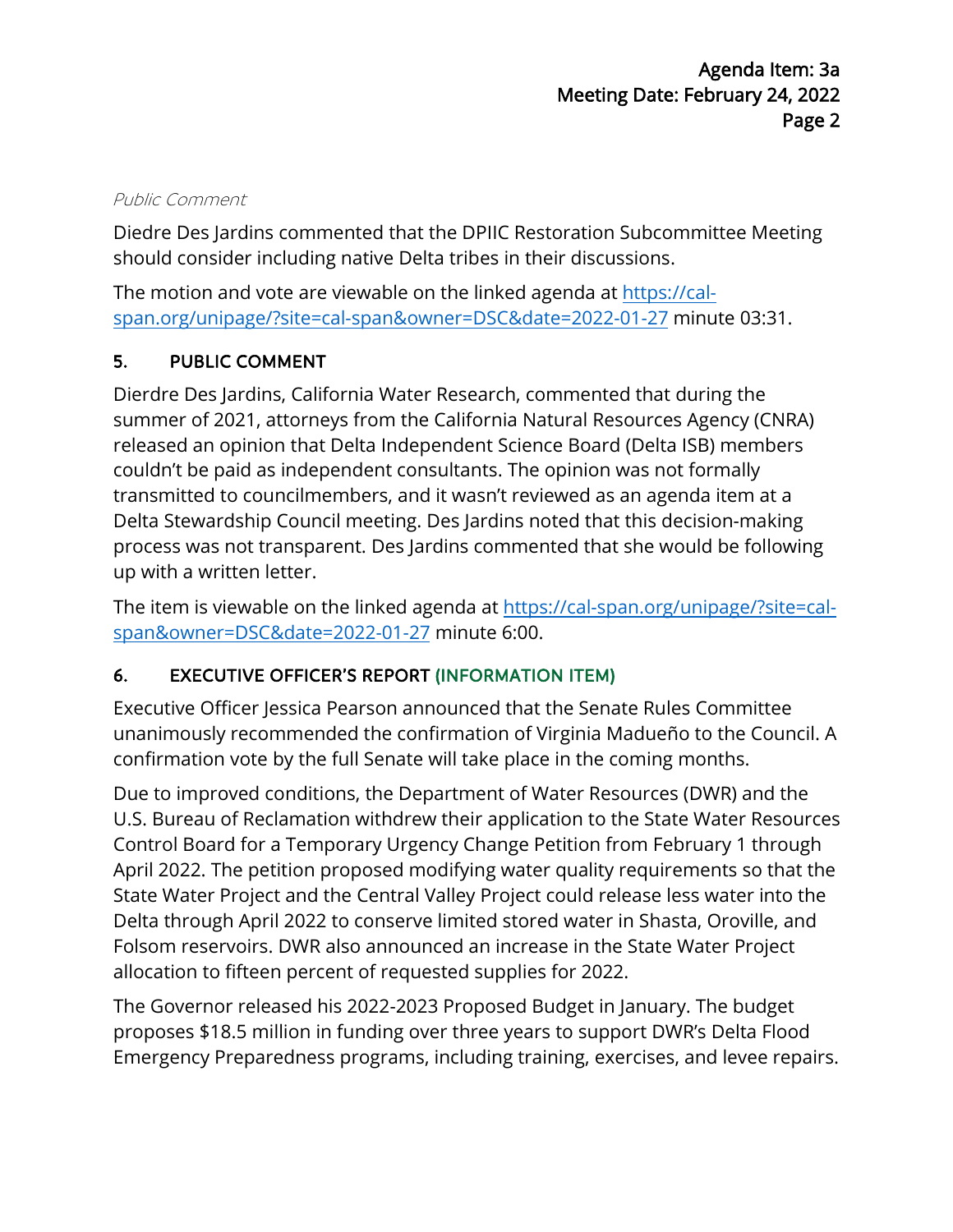*Public Comment*

Diedre Des Jardins commented that the DPIIC Restoration Subcommittee Meeting should consider including native Delta tribes in their discussions.

The motion and vote are viewable on the linked agenda at [https://cal-span.org/unipage/?site=cal-span&owner=DSC&date=2022-01-27](https://cal-span.org/unipage/?site=cal-span&owner=DSC&date=2022-01-27) minute 03:31.

### 5. PUBLIC COMMENT

Dierdre Des Jardins, California Water Research, commented that during the summer of 2021, attorneys from the California Natural Resources Agency (CNRA) released an opinion that Delta Independent Science Board (Delta ISB) members couldn't be paid as independent consultants. The opinion was not formally transmitted to councilmembers, and it wasn't reviewed as an agenda item at a Delta Stewardship Council meeting. Des Jardins noted that this decision-making process was not transparent. Des Jardins commented that she would be following up with a written letter.

The item is viewable on the linked agenda at [https://cal-span.org/unipage/?site=cal-span&owner=DSC&date=2022-01-27](https://cal-span.org/unipage/?site=cal-span&owner=DSC&date=2022-01-27) minute 6:00.

### 6. EXECUTIVE OFFICER'S REPORT (INFORMATION ITEM)

Executive Officer Jessica Pearson announced that the Senate Rules Committee unanimously recommended the confirmation of Virginia Madueño to the Council. A confirmation vote by the full Senate will take place in the coming months.

Due to improved conditions, the Department of Water Resources (DWR) and the U.S. Bureau of Reclamation withdrew their application to the State Water Resources Control Board for a Temporary Urgency Change Petition from February 1 through April 2022. The petition proposed modifying water quality requirements so that the State Water Project and the Central Valley Project could release less water into the Delta through April 2022 to conserve limited stored water in Shasta, Oroville, and Folsom reservoirs. DWR also announced an increase in the State Water Project allocation to fifteen percent of requested supplies for 2022.

The Governor released his 2022-2023 Proposed Budget in January. The budget proposes $18.5 million in funding over three years to support DWR's Delta Flood Emergency Preparedness programs, including training, exercises, and levee repairs.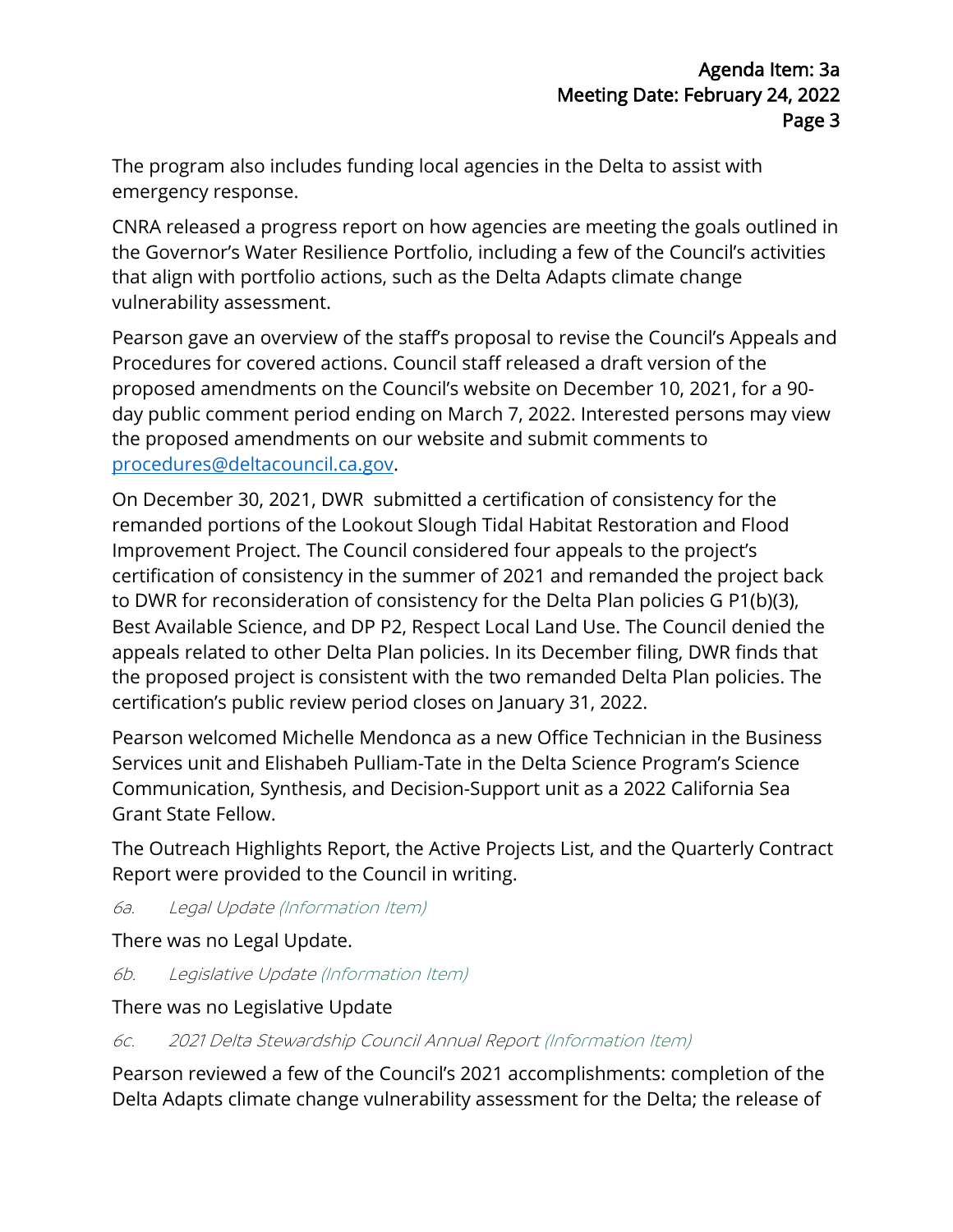The program also includes funding local agencies in the Delta to assist with emergency response.

CNRA released a progress report on how agencies are meeting the goals outlined in the Governor's Water Resilience Portfolio, including a few of the Council's activities that align with portfolio actions, such as the Delta Adapts climate change vulnerability assessment.

Pearson gave an overview of the staff's proposal to revise the Council's Appeals and Procedures for covered actions. Council staff released a draft version of the proposed amendments on the Council's website on December 10, 2021, for a 90-day public comment period ending on March 7, 2022. Interested persons may view the proposed amendments on our website and submit comments to [procedures@deltacouncil.ca.gov](mailto:procedures@deltacouncil.ca.gov).

On December 30, 2021, DWR submitted a certification of consistency for the remanded portions of the Lookout Slough Tidal Habitat Restoration and Flood Improvement Project. The Council considered four appeals to the project's certification of consistency in the summer of 2021 and remanded the project back to DWR for reconsideration of consistency for the Delta Plan policies G P1(b)(3), Best Available Science, and DP P2, Respect Local Land Use. The Council denied the appeals related to other Delta Plan policies. In its December filing, DWR finds that the proposed project is consistent with the two remanded Delta Plan policies. The certification's public review period closes on January 31, 2022.

Pearson welcomed Michelle Mendonca as a new Office Technician in the Business Services unit and Elishabeh Pulliam-Tate in the Delta Science Program's Science Communication, Synthesis, and Decision-Support unit as a 2022 California Sea Grant State Fellow.

The Outreach Highlights Report, the Active Projects List, and the Quarterly Contract Report were provided to the Council in writing.

*6a. Legal Update (Information Item)*

There was no Legal Update.

*6b. Legislative Update (Information Item)*

There was no Legislative Update

*6c. 2021 Delta Stewardship Council Annual Report (Information Item)*

Pearson reviewed a few of the Council's 2021 accomplishments: completion of the Delta Adapts climate change vulnerability assessment for the Delta; the release of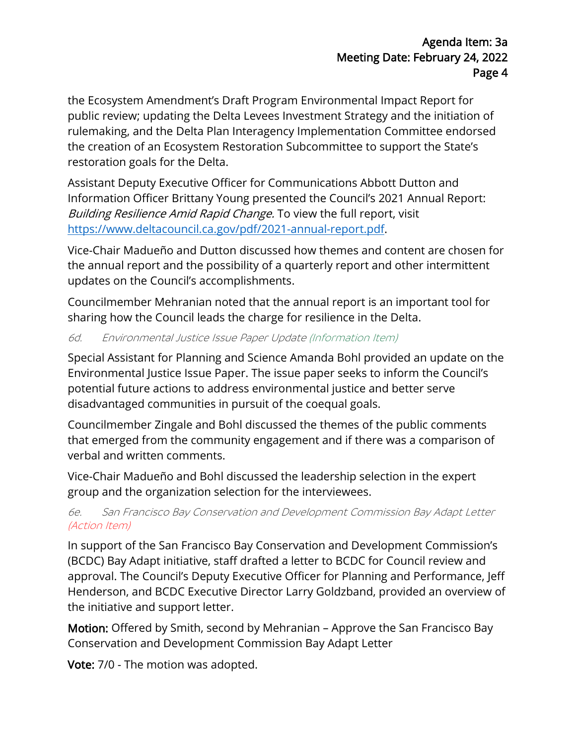the Ecosystem Amendment's Draft Program Environmental Impact Report for public review; updating the Delta Levees Investment Strategy and the initiation of rulemaking, and the Delta Plan Interagency Implementation Committee endorsed the creation of an Ecosystem Restoration Subcommittee to support the State's restoration goals for the Delta.

Assistant Deputy Executive Officer for Communications Abbott Dutton and Information Officer Brittany Young presented the Council's 2021 Annual Report: *Building Resilience Amid Rapid Change.* To view the full report, visit https://www.deltacouncil.ca.gov/pdf/2021-annual-report.pdf.

Vice-Chair Madueño and Dutton discussed how themes and content are chosen for the annual report and the possibility of a quarterly report and other intermittent updates on the Council's accomplishments.

Councilmember Mehranian noted that the annual report is an important tool for sharing how the Council leads the charge for resilience in the Delta.

*6d. Environmental Justice Issue Paper Update (Information Item)*

Special Assistant for Planning and Science Amanda Bohl provided an update on the Environmental Justice Issue Paper. The issue paper seeks to inform the Council's potential future actions to address environmental justice and better serve disadvantaged communities in pursuit of the coequal goals.

Councilmember Zingale and Bohl discussed the themes of the public comments that emerged from the community engagement and if there was a comparison of verbal and written comments.

Vice-Chair Madueño and Bohl discussed the leadership selection in the expert group and the organization selection for the interviewees.

*6e. San Francisco Bay Conservation and Development Commission Bay Adapt Letter (Action Item)*

In support of the San Francisco Bay Conservation and Development Commission's (BCDC) Bay Adapt initiative, staff drafted a letter to BCDC for Council review and approval. The Council's Deputy Executive Officer for Planning and Performance, Jeff Henderson, and BCDC Executive Director Larry Goldzband, provided an overview of the initiative and support letter.

**Motion:** Offered by Smith, second by Mehranian – Approve the San Francisco Bay Conservation and Development Commission Bay Adapt Letter

**Vote:** 7/0 - The motion was adopted.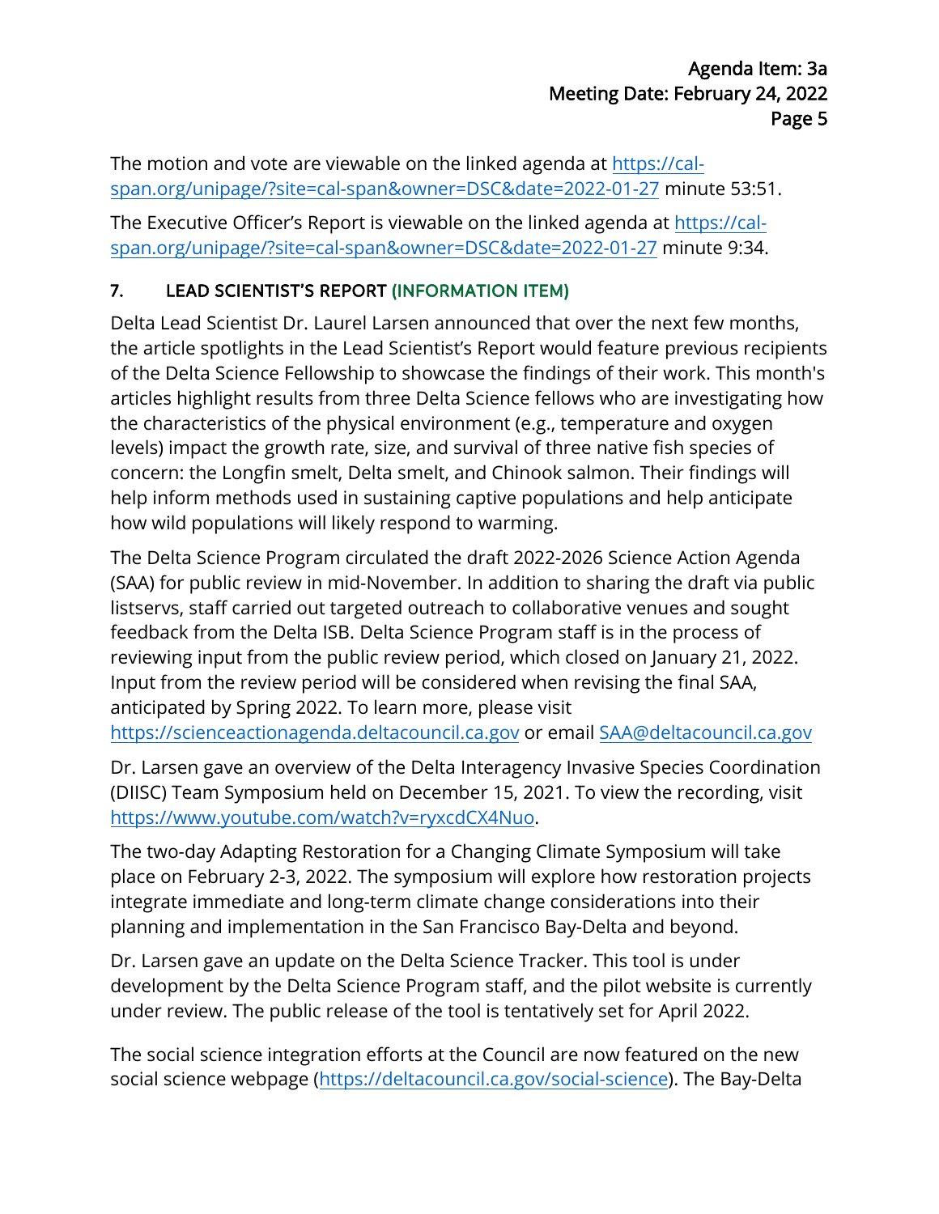The motion and vote are viewable on the linked agenda at [https://cal-span.org/unipage/?site=cal-span&owner=DSC&date=2022-01-27](https://cal-span.org/unipage/?site=cal-span&owner=DSC&date=2022-01-27) minute 53:51.

The Executive Officer's Report is viewable on the linked agenda at [https://cal-span.org/unipage/?site=cal-span&owner=DSC&date=2022-01-27](https://cal-span.org/unipage/?site=cal-span&owner=DSC&date=2022-01-27) minute 9:34.

## 7. LEAD SCIENTIST'S REPORT (INFORMATION ITEM)

Delta Lead Scientist Dr. Laurel Larsen announced that over the next few months, the article spotlights in the Lead Scientist's Report would feature previous recipients of the Delta Science Fellowship to showcase the findings of their work. This month's articles highlight results from three Delta Science fellows who are investigating how the characteristics of the physical environment (e.g., temperature and oxygen levels) impact the growth rate, size, and survival of three native fish species of concern: the Longfin smelt, Delta smelt, and Chinook salmon. Their findings will help inform methods used in sustaining captive populations and help anticipate how wild populations will likely respond to warming.

The Delta Science Program circulated the draft 2022-2026 Science Action Agenda (SAA) for public review in mid-November. In addition to sharing the draft via public listservs, staff carried out targeted outreach to collaborative venues and sought feedback from the Delta ISB. Delta Science Program staff is in the process of reviewing input from the public review period, which closed on January 21, 2022. Input from the review period will be considered when revising the final SAA, anticipated by Spring 2022. To learn more, please visit [https://scienceactionagenda.deltacouncil.ca.gov](https://scienceactionagenda.deltacouncil.ca.gov) or email [SAA@deltacouncil.ca.gov](mailto:SAA@deltacouncil.ca.gov)

Dr. Larsen gave an overview of the Delta Interagency Invasive Species Coordination (DIISC) Team Symposium held on December 15, 2021. To view the recording, visit [https://www.youtube.com/watch?v=ryxcdCX4Nuo](https://www.youtube.com/watch?v=ryxcdCX4Nuo).

The two-day Adapting Restoration for a Changing Climate Symposium will take place on February 2-3, 2022. The symposium will explore how restoration projects integrate immediate and long-term climate change considerations into their planning and implementation in the San Francisco Bay-Delta and beyond.

Dr. Larsen gave an update on the Delta Science Tracker. This tool is under development by the Delta Science Program staff, and the pilot website is currently under review. The public release of the tool is tentatively set for April 2022.

The social science integration efforts at the Council are now featured on the new social science webpage ([https://deltacouncil.ca.gov/social-science](https://deltacouncil.ca.gov/social-science)). The Bay-Delta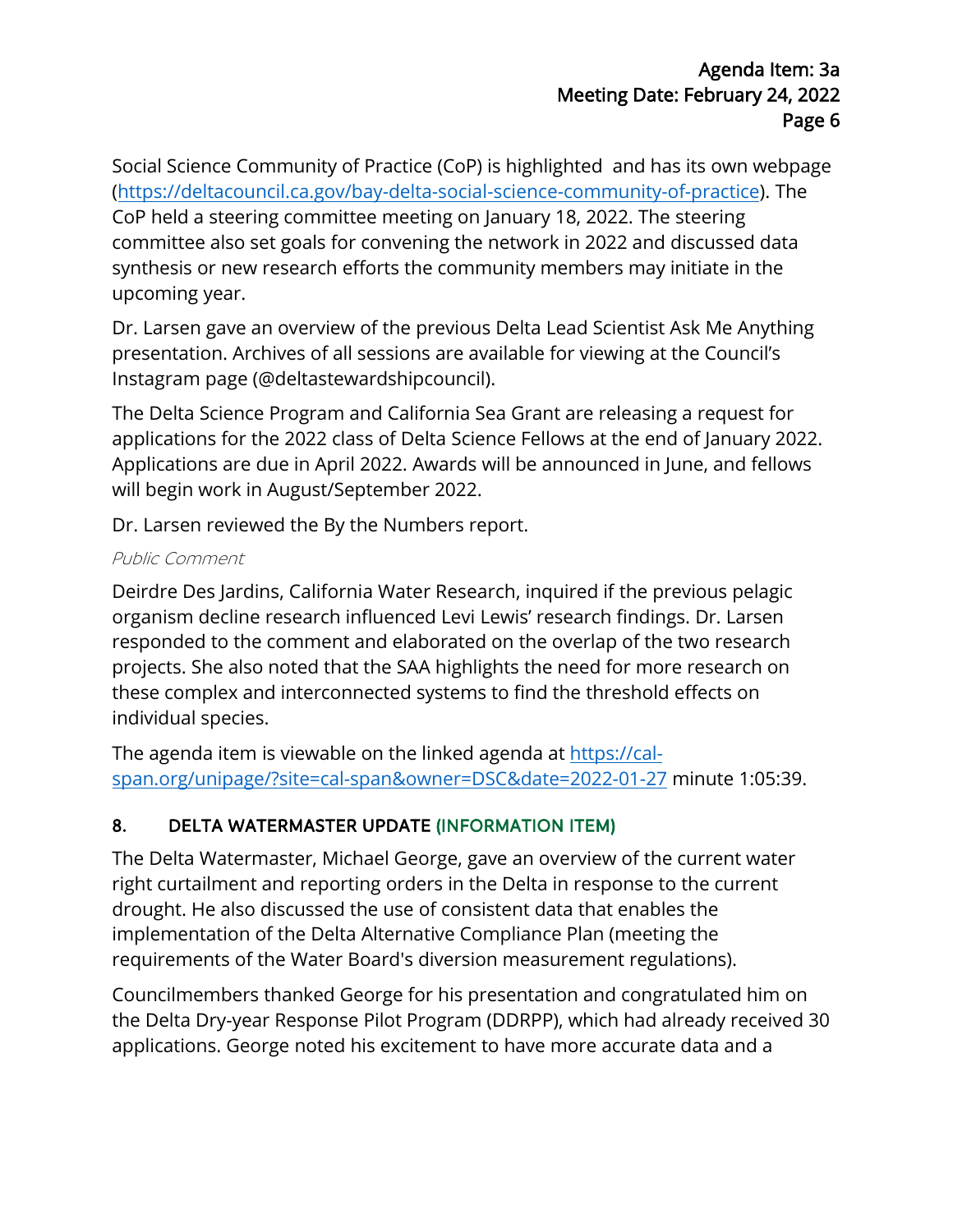Social Science Community of Practice (CoP) is highlighted and has its own webpage ([https://deltacouncil.ca.gov/bay-delta-social-science-community-of-practice](https://deltacouncil.ca.gov/bay-delta-social-science-community-of-practice)). The CoP held a steering committee meeting on January 18, 2022. The steering committee also set goals for convening the network in 2022 and discussed data synthesis or new research efforts the community members may initiate in the upcoming year.

Dr. Larsen gave an overview of the previous Delta Lead Scientist Ask Me Anything presentation. Archives of all sessions are available for viewing at the Council's Instagram page (@deltastewardshipcouncil).

The Delta Science Program and California Sea Grant are releasing a request for applications for the 2022 class of Delta Science Fellows at the end of January 2022. Applications are due in April 2022. Awards will be announced in June, and fellows will begin work in August/September 2022.

Dr. Larsen reviewed the By the Numbers report.

*Public Comment*

Deirdre Des Jardins, California Water Research, inquired if the previous pelagic organism decline research influenced Levi Lewis' research findings. Dr. Larsen responded to the comment and elaborated on the overlap of the two research projects. She also noted that the SAA highlights the need for more research on these complex and interconnected systems to find the threshold effects on individual species.

The agenda item is viewable on the linked agenda at [https://cal-span.org/unipage/?site=cal-span&owner=DSC&date=2022-01-27](https://cal-span.org/unipage/?site=cal-span&owner=DSC&date=2022-01-27) minute 1:05:39.

## 8. DELTA WATERMASTER UPDATE (INFORMATION ITEM)

The Delta Watermaster, Michael George, gave an overview of the current water right curtailment and reporting orders in the Delta in response to the current drought. He also discussed the use of consistent data that enables the implementation of the Delta Alternative Compliance Plan (meeting the requirements of the Water Board's diversion measurement regulations).

Councilmembers thanked George for his presentation and congratulated him on the Delta Dry-year Response Pilot Program (DDRPP), which had already received 30 applications. George noted his excitement to have more accurate data and a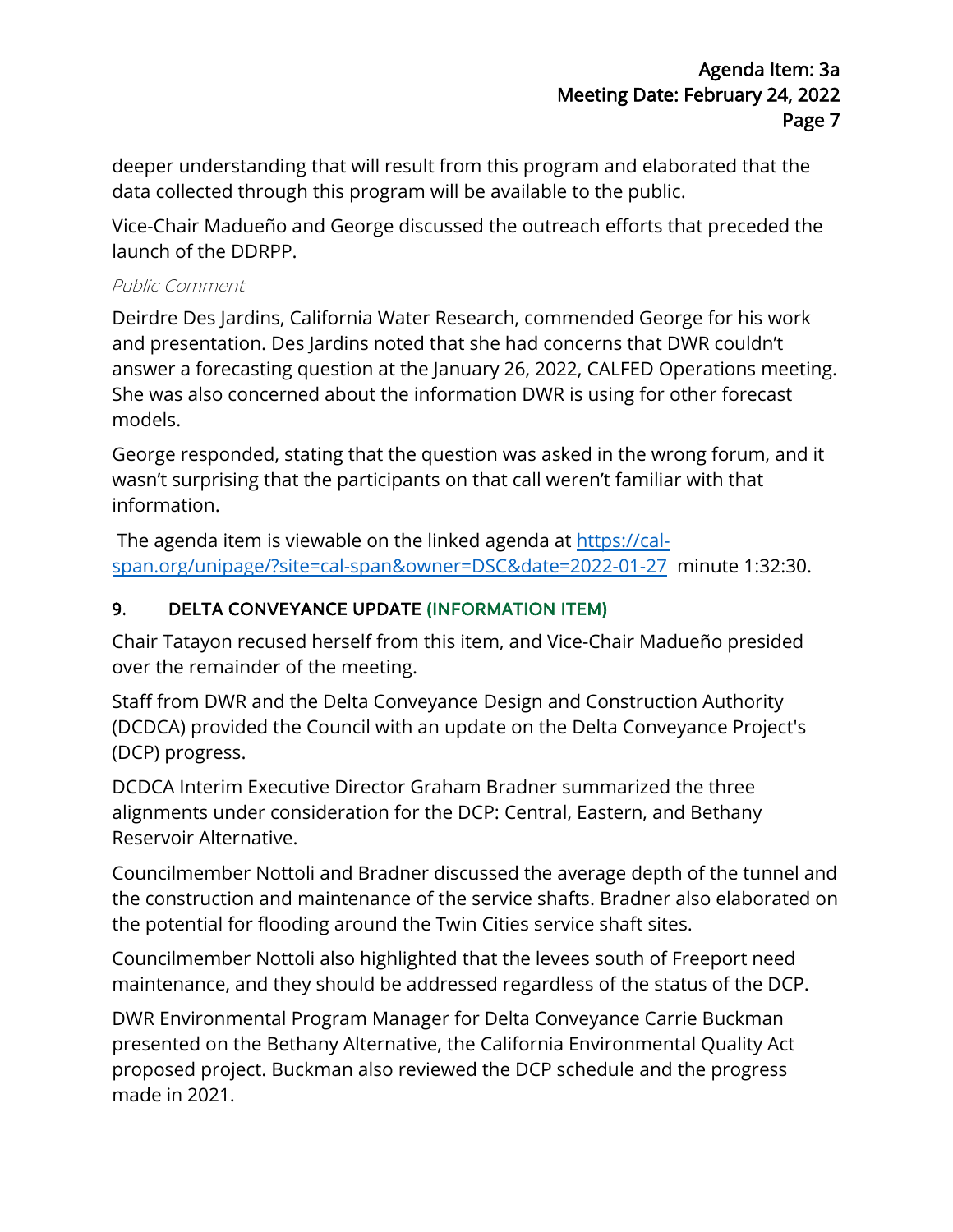deeper understanding that will result from this program and elaborated that the data collected through this program will be available to the public.

Vice-Chair Madueño and George discussed the outreach efforts that preceded the launch of the DDRPP.

*Public Comment*

Deirdre Des Jardins, California Water Research, commended George for his work and presentation. Des Jardins noted that she had concerns that DWR couldn't answer a forecasting question at the January 26, 2022, CALFED Operations meeting. She was also concerned about the information DWR is using for other forecast models.

George responded, stating that the question was asked in the wrong forum, and it wasn't surprising that the participants on that call weren't familiar with that information.

The agenda item is viewable on the linked agenda at [https://cal-span.org/unipage/?site=cal-span&owner=DSC&date=2022-01-27](https://cal-span.org/unipage/?site=cal-span&owner=DSC&date=2022-01-27) minute 1:32:30.

## 9. DELTA CONVEYANCE UPDATE (INFORMATION ITEM)

Chair Tatayon recused herself from this item, and Vice-Chair Madueño presided over the remainder of the meeting.

Staff from DWR and the Delta Conveyance Design and Construction Authority (DCDCA) provided the Council with an update on the Delta Conveyance Project's (DCP) progress.

DCDCA Interim Executive Director Graham Bradner summarized the three alignments under consideration for the DCP: Central, Eastern, and Bethany Reservoir Alternative.

Councilmember Nottoli and Bradner discussed the average depth of the tunnel and the construction and maintenance of the service shafts. Bradner also elaborated on the potential for flooding around the Twin Cities service shaft sites.

Councilmember Nottoli also highlighted that the levees south of Freeport need maintenance, and they should be addressed regardless of the status of the DCP.

DWR Environmental Program Manager for Delta Conveyance Carrie Buckman presented on the Bethany Alternative, the California Environmental Quality Act proposed project. Buckman also reviewed the DCP schedule and the progress made in 2021.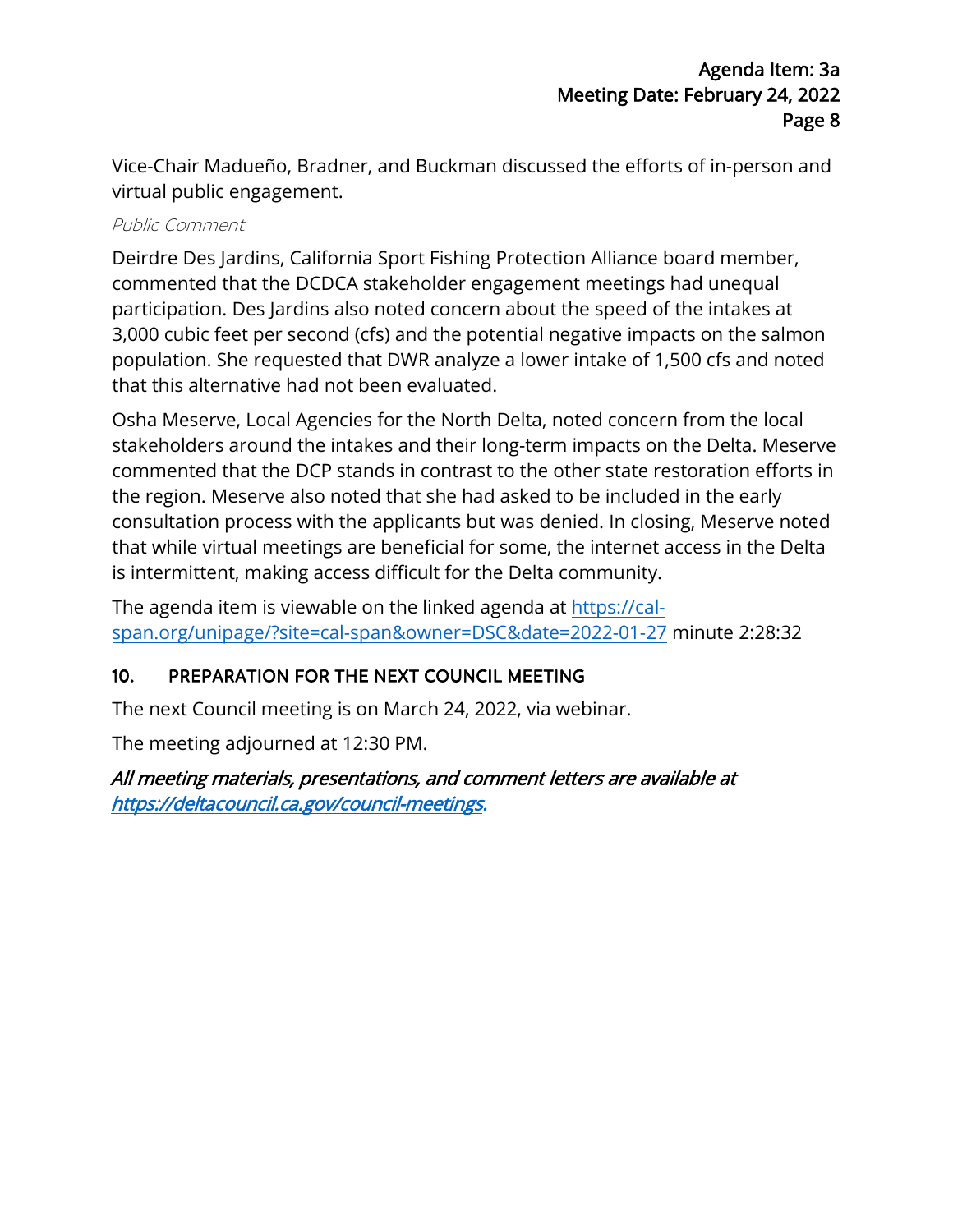Vice-Chair Madueño, Bradner, and Buckman discussed the efforts of in-person and virtual public engagement.

*Public Comment*

Deirdre Des Jardins, California Sport Fishing Protection Alliance board member, commented that the DCDCA stakeholder engagement meetings had unequal participation. Des Jardins also noted concern about the speed of the intakes at 3,000 cubic feet per second (cfs) and the potential negative impacts on the salmon population. She requested that DWR analyze a lower intake of 1,500 cfs and noted that this alternative had not been evaluated.

Osha Meserve, Local Agencies for the North Delta, noted concern from the local stakeholders around the intakes and their long-term impacts on the Delta. Meserve commented that the DCP stands in contrast to the other state restoration efforts in the region. Meserve also noted that she had asked to be included in the early consultation process with the applicants but was denied. In closing, Meserve noted that while virtual meetings are beneficial for some, the internet access in the Delta is intermittent, making access difficult for the Delta community.

The agenda item is viewable on the linked agenda at [https://cal-span.org/unipage/?site=cal-span&owner=DSC&date=2022-01-27](https://cal-span.org/unipage/?site=cal-span&owner=DSC&date=2022-01-27) minute 2:28:32

## 10. PREPARATION FOR THE NEXT COUNCIL MEETING

The next Council meeting is on March 24, 2022, via webinar.

The meeting adjourned at 12:30 PM.

***All meeting materials, presentations, and comment letters are available at [https://deltacouncil.ca.gov/council-meetings](https://deltacouncil.ca.gov/council-meetings).***